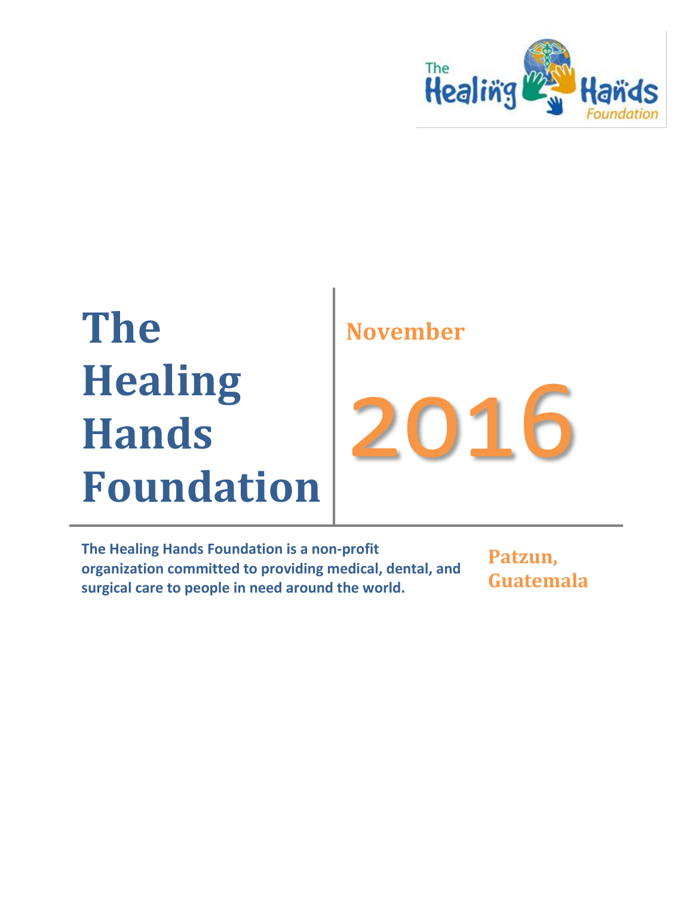# The Healing Hands Foundation

**November**

# 2016

**The Healing Hands Foundation is a non-profit organization committed to providing medical, dental, and surgical care to people in need around the world.**

**Patzun, Guatemala**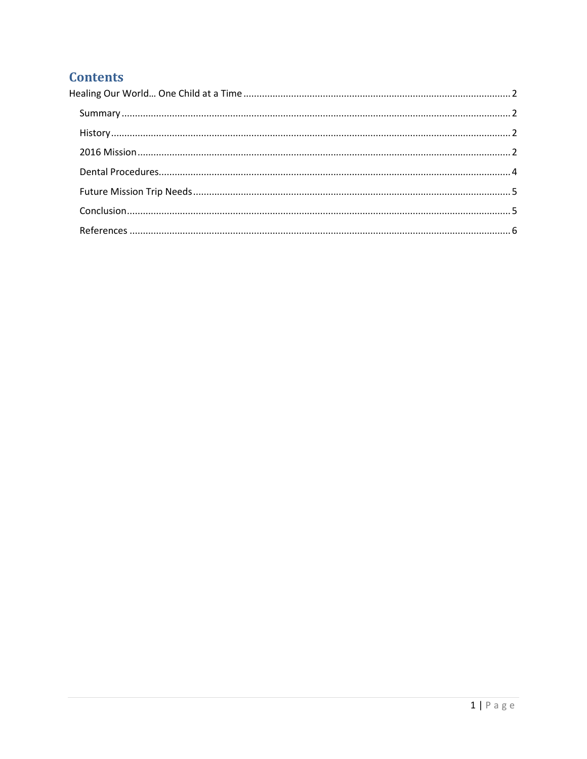# Contents

Healing Our World… One Child at a Time ........................................................................................ 2

- Summary ........................................................................................................................................ 2
- History ............................................................................................................................................ 2
- 2016 Mission .................................................................................................................................. 2
- Dental Procedures.......................................................................................................................... 4
- Future Mission Trip Needs ............................................................................................................. 5
- Conclusion ...................................................................................................................................... 5
- References ..................................................................................................................................... 6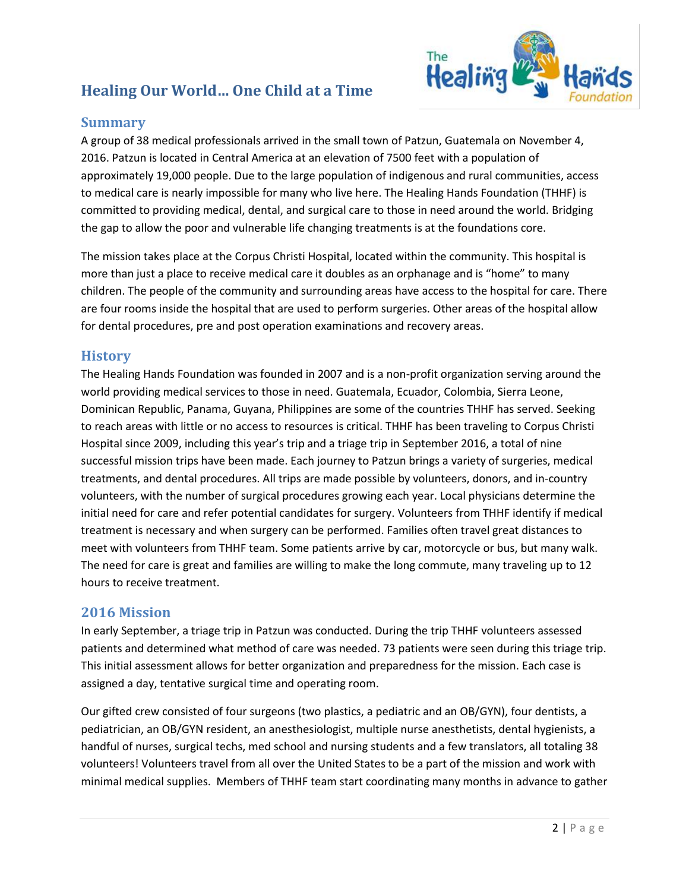# Healing Our World… One Child at a Time

## Summary

A group of 38 medical professionals arrived in the small town of Patzun, Guatemala on November 4, 2016. Patzun is located in Central America at an elevation of 7500 feet with a population of approximately 19,000 people. Due to the large population of indigenous and rural communities, access to medical care is nearly impossible for many who live here. The Healing Hands Foundation (THHF) is committed to providing medical, dental, and surgical care to those in need around the world. Bridging the gap to allow the poor and vulnerable life changing treatments is at the foundations core.

The mission takes place at the Corpus Christi Hospital, located within the community. This hospital is more than just a place to receive medical care it doubles as an orphanage and is "home" to many children. The people of the community and surrounding areas have access to the hospital for care. There are four rooms inside the hospital that are used to perform surgeries. Other areas of the hospital allow for dental procedures, pre and post operation examinations and recovery areas.

## History

The Healing Hands Foundation was founded in 2007 and is a non-profit organization serving around the world providing medical services to those in need. Guatemala, Ecuador, Colombia, Sierra Leone, Dominican Republic, Panama, Guyana, Philippines are some of the countries THHF has served. Seeking to reach areas with little or no access to resources is critical. THHF has been traveling to Corpus Christi Hospital since 2009, including this year's trip and a triage trip in September 2016, a total of nine successful mission trips have been made. Each journey to Patzun brings a variety of surgeries, medical treatments, and dental procedures. All trips are made possible by volunteers, donors, and in-country volunteers, with the number of surgical procedures growing each year. Local physicians determine the initial need for care and refer potential candidates for surgery. Volunteers from THHF identify if medical treatment is necessary and when surgery can be performed. Families often travel great distances to meet with volunteers from THHF team. Some patients arrive by car, motorcycle or bus, but many walk. The need for care is great and families are willing to make the long commute, many traveling up to 12 hours to receive treatment.

## 2016 Mission

In early September, a triage trip in Patzun was conducted. During the trip THHF volunteers assessed patients and determined what method of care was needed. 73 patients were seen during this triage trip. This initial assessment allows for better organization and preparedness for the mission. Each case is assigned a day, tentative surgical time and operating room.

Our gifted crew consisted of four surgeons (two plastics, a pediatric and an OB/GYN), four dentists, a pediatrician, an OB/GYN resident, an anesthesiologist, multiple nurse anesthetists, dental hygienists, a handful of nurses, surgical techs, med school and nursing students and a few translators, all totaling 38 volunteers! Volunteers travel from all over the United States to be a part of the mission and work with minimal medical supplies. Members of THHF team start coordinating many months in advance to gather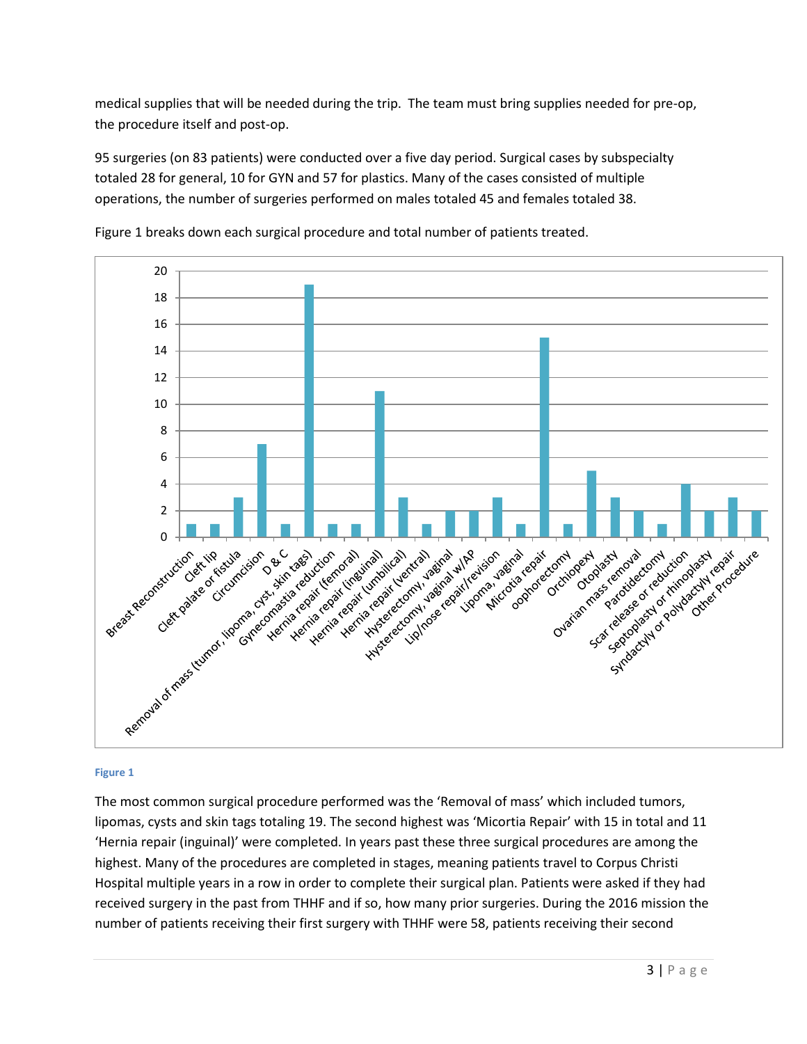medical supplies that will be needed during the trip. The team must bring supplies needed for pre-op, the procedure itself and post-op.

95 surgeries (on 83 patients) were conducted over a five day period. Surgical cases by subspecialty totaled 28 for general, 10 for GYN and 57 for plastics. Many of the cases consisted of multiple operations, the number of surgeries performed on males totaled 45 and females totaled 38.

Figure 1 breaks down each surgical procedure and total number of patients treated.

| Procedure | Number |
|---|---|
| Breast Reconstruction | 1 |
| Cleft lip | 1 |
| Cleft palate or fistula | 3 |
| Circumcision | 7 |
| D & C | 1 |
| Removal of mass (tumor, lipoma, cyst, skin tags) | 19 |
| Gynecomastia reduction | 1 |
| Hernia repair (femoral) | 1 |
| Hernia repair (inguinal) | 11 |
| Hernia repair (umbilical) | 3 |
| Hernia repair (ventral) | 1 |
| Hysterectomy, vaginal | 2 |
| Hysterectomy, vaginal w/AP | 2 |
| Lip/nose repair/revision | 3 |
| Lipoma, vaginal | 1 |
| Microtia repair | 15 |
| oophorectomy | 1 |
| Orchiopexy | 5 |
| Otoplasty | 3 |
| Ovarian mass removal | 2 |
| Parotidectomy | 1 |
| Scar release or reduction | 4 |
| Septoplasty or rhinoplasty | 2 |
| Syndactyly or Polydactyly repair | 3 |
| Other Procedure | 2 |

**Figure 1**

The most common surgical procedure performed was the 'Removal of mass' which included tumors, lipomas, cysts and skin tags totaling 19. The second highest was 'Micortia Repair' with 15 in total and 11 'Hernia repair (inguinal)' were completed. In years past these three surgical procedures are among the highest. Many of the procedures are completed in stages, meaning patients travel to Corpus Christi Hospital multiple years in a row in order to complete their surgical plan. Patients were asked if they had received surgery in the past from THHF and if so, how many prior surgeries. During the 2016 mission the number of patients receiving their first surgery with THHF were 58, patients receiving their second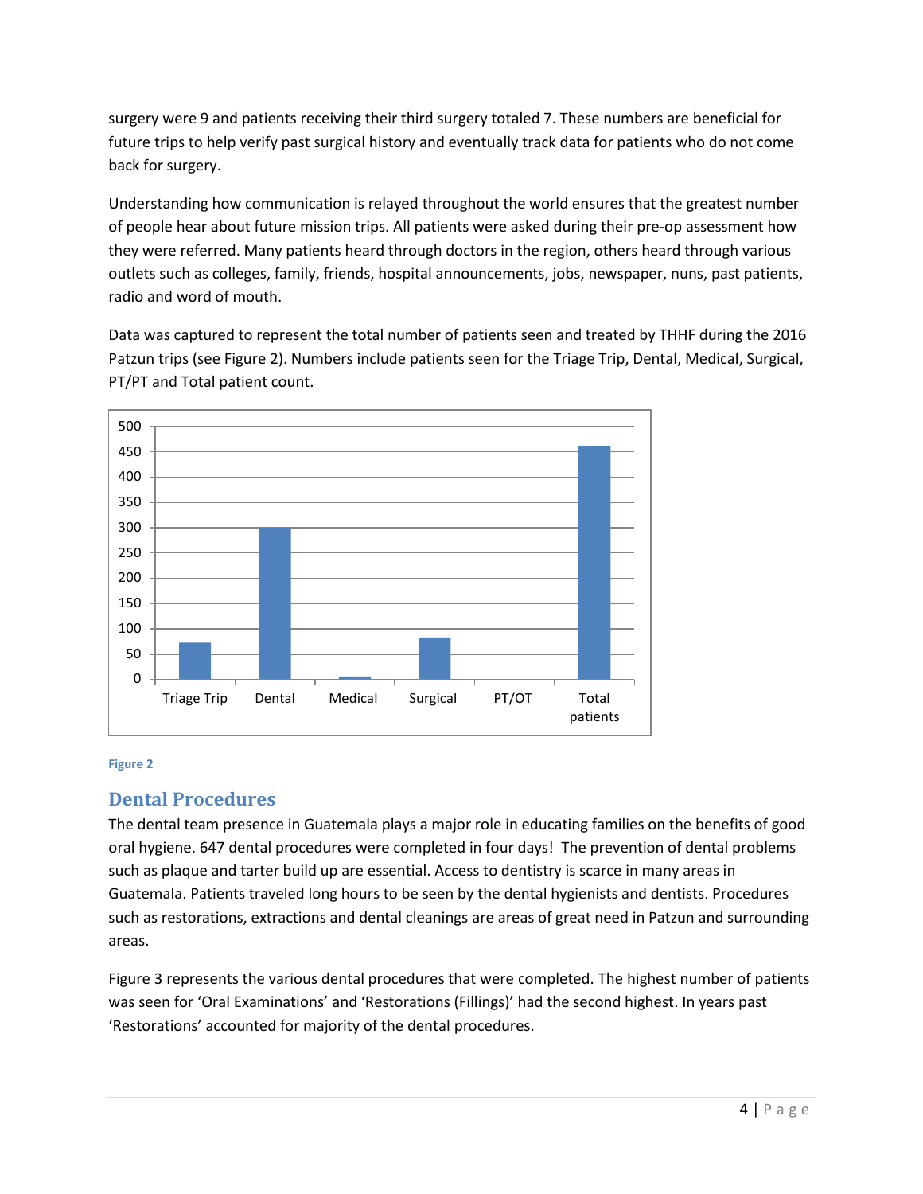surgery were 9 and patients receiving their third surgery totaled 7. These numbers are beneficial for future trips to help verify past surgical history and eventually track data for patients who do not come back for surgery.

Understanding how communication is relayed throughout the world ensures that the greatest number of people hear about future mission trips. All patients were asked during their pre-op assessment how they were referred. Many patients heard through doctors in the region, others heard through various outlets such as colleges, family, friends, hospital announcements, jobs, newspaper, nuns, past patients, radio and word of mouth.

Data was captured to represent the total number of patients seen and treated by THHF during the 2016 Patzun trips (see Figure 2). Numbers include patients seen for the Triage Trip, Dental, Medical, Surgical, PT/PT and Total patient count.

Figure 2

## Dental Procedures

The dental team presence in Guatemala plays a major role in educating families on the benefits of good oral hygiene. 647 dental procedures were completed in four days! The prevention of dental problems such as plaque and tarter build up are essential. Access to dentistry is scarce in many areas in Guatemala. Patients traveled long hours to be seen by the dental hygienists and dentists. Procedures such as restorations, extractions and dental cleanings are areas of great need in Patzun and surrounding areas.

Figure 3 represents the various dental procedures that were completed. The highest number of patients was seen for 'Oral Examinations' and 'Restorations (Fillings)' had the second highest. In years past 'Restorations' accounted for majority of the dental procedures.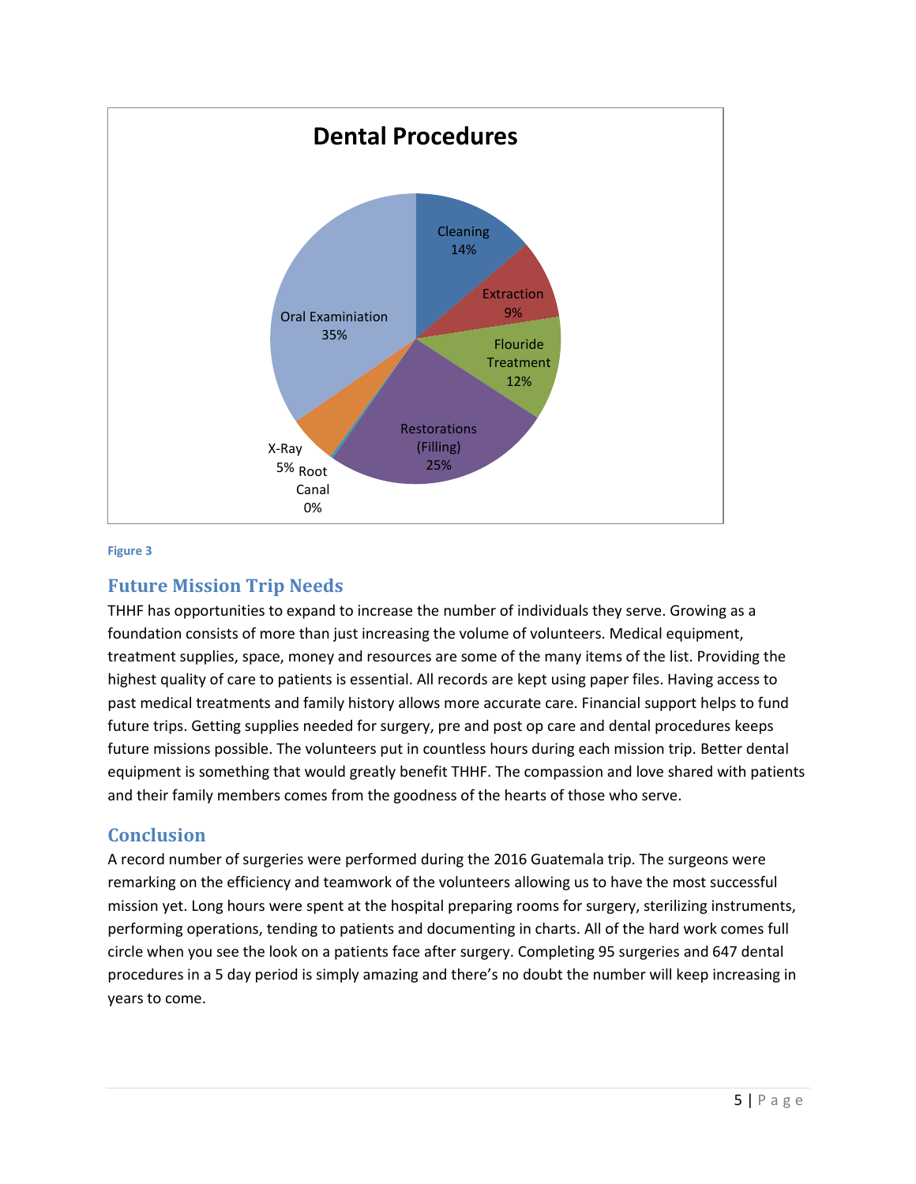Figure 3

## Future Mission Trip Needs

THHF has opportunities to expand to increase the number of individuals they serve. Growing as a foundation consists of more than just increasing the volume of volunteers. Medical equipment, treatment supplies, space, money and resources are some of the many items of the list. Providing the highest quality of care to patients is essential. All records are kept using paper files. Having access to past medical treatments and family history allows more accurate care. Financial support helps to fund future trips. Getting supplies needed for surgery, pre and post op care and dental procedures keeps future missions possible. The volunteers put in countless hours during each mission trip. Better dental equipment is something that would greatly benefit THHF. The compassion and love shared with patients and their family members comes from the goodness of the hearts of those who serve.

## Conclusion

A record number of surgeries were performed during the 2016 Guatemala trip. The surgeons were remarking on the efficiency and teamwork of the volunteers allowing us to have the most successful mission yet. Long hours were spent at the hospital preparing rooms for surgery, sterilizing instruments, performing operations, tending to patients and documenting in charts. All of the hard work comes full circle when you see the look on a patients face after surgery. Completing 95 surgeries and 647 dental procedures in a 5 day period is simply amazing and there's no doubt the number will keep increasing in years to come.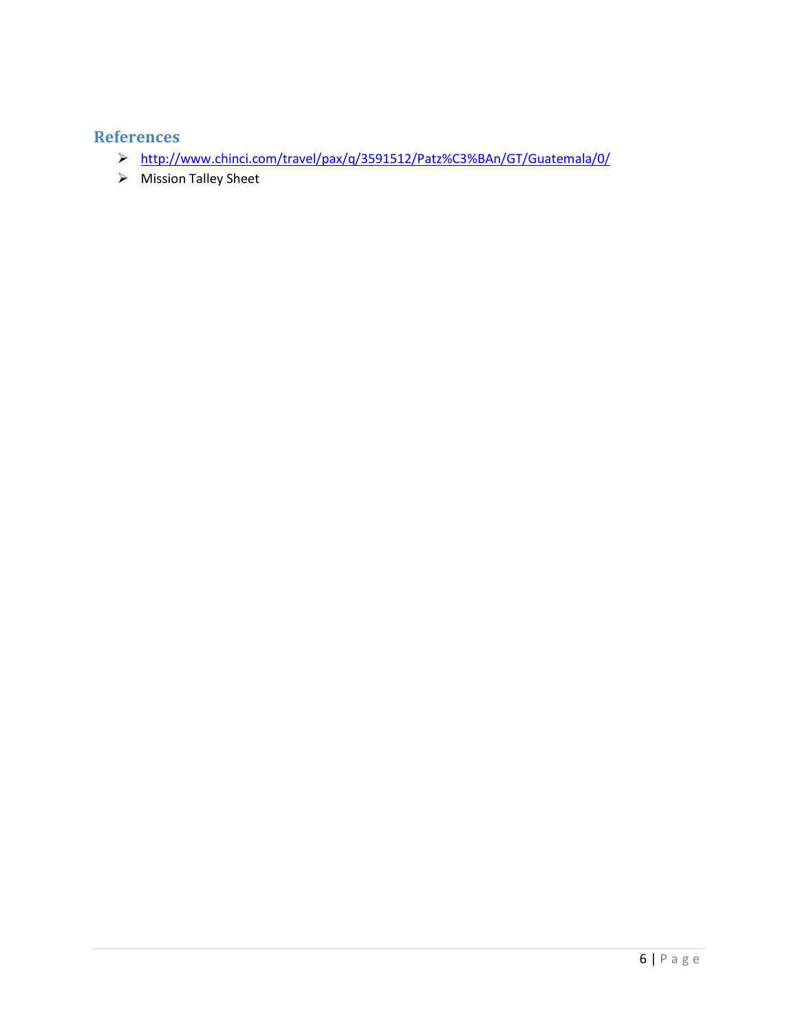## References

- http://www.chinci.com/travel/pax/q/3591512/Patz%C3%BAn/GT/Guatemala/0/
- Mission Talley Sheet